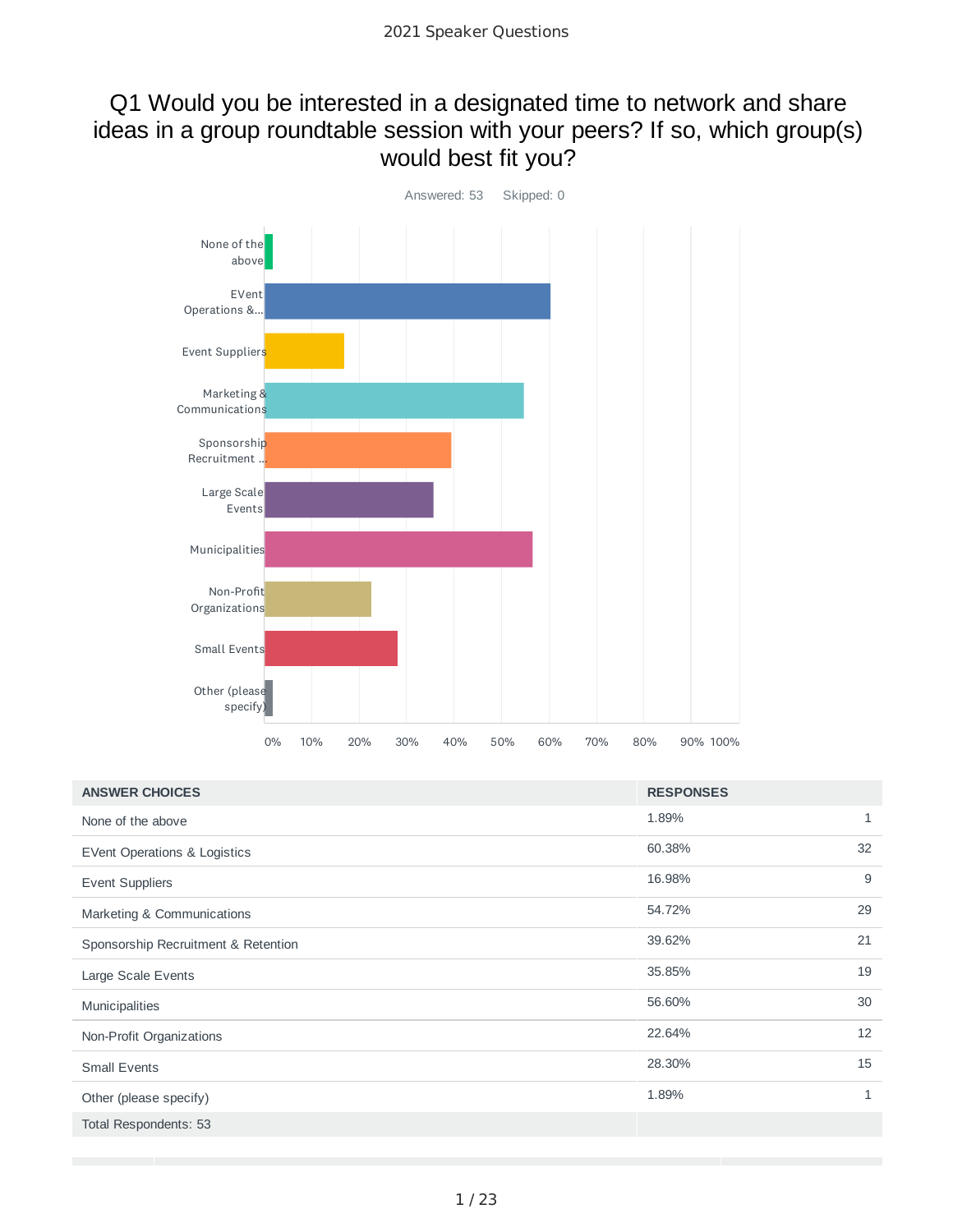# 2021 Speaker Questions

## Q1 Would you be interested in a designated time to network and share ideas in a group roundtable session with your peers? If so, which group(s) would best fit you?

Answered: 53    Skipped: 0

| ANSWER CHOICES | RESPONSES | |
|---|---|---|
| None of the above | 1.89% | 1 |
| EVent Operations & Logistics | 60.38% | 32 |
| Event Suppliers | 16.98% | 9 |
| Marketing & Communications | 54.72% | 29 |
| Sponsorship Recruitment & Retention | 39.62% | 21 |
| Large Scale Events | 35.85% | 19 |
| Municipalities | 56.60% | 30 |
| Non-Profit Organizations | 22.64% | 12 |
| Small Events | 28.30% | 15 |
| Other (please specify) | 1.89% | 1 |
| Total Respondents: 53 | | |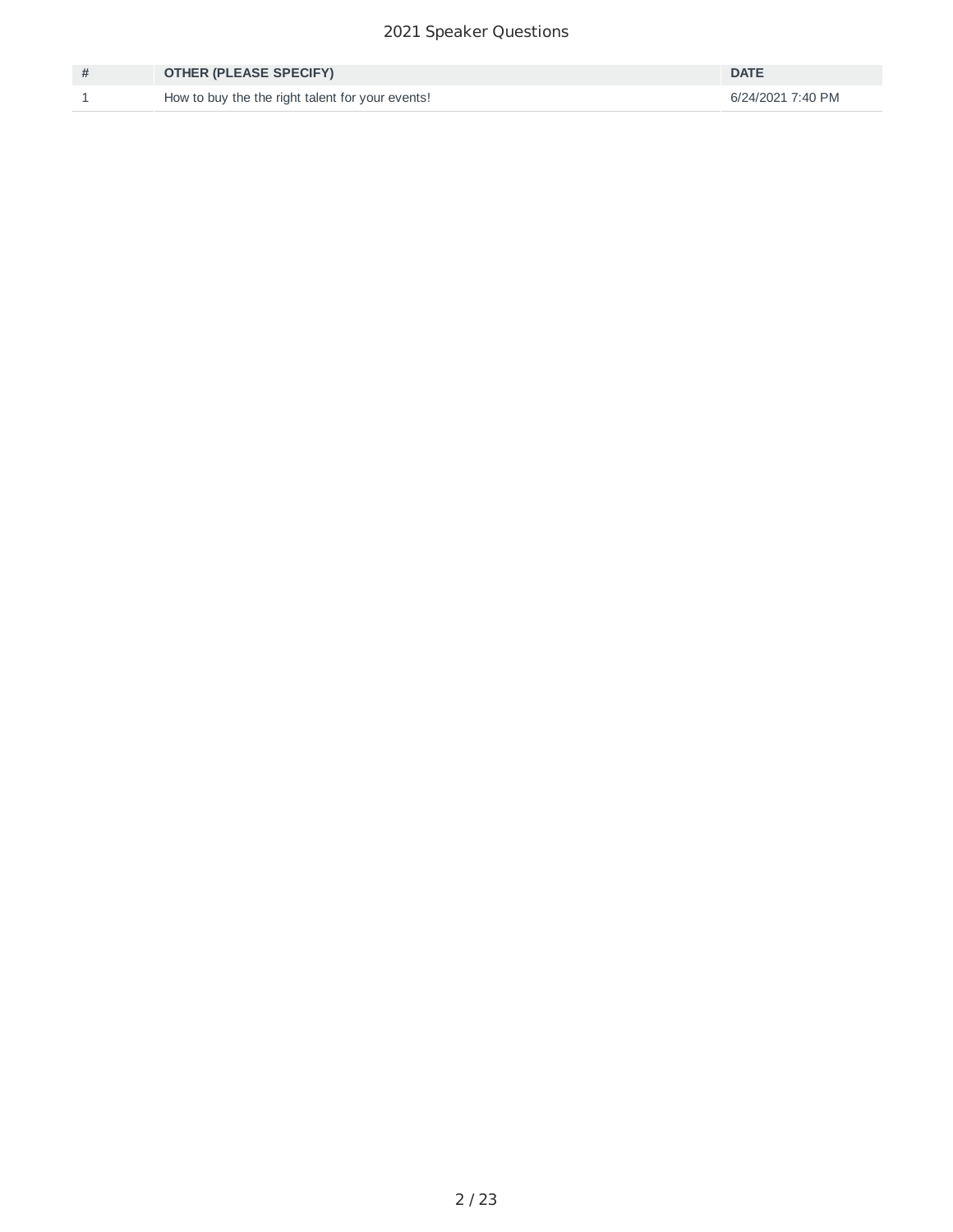| # | OTHER (PLEASE SPECIFY) | DATE |
| --- | --- | --- |
| 1 | How to buy the the right talent for your events! | 6/24/2021 7:40 PM |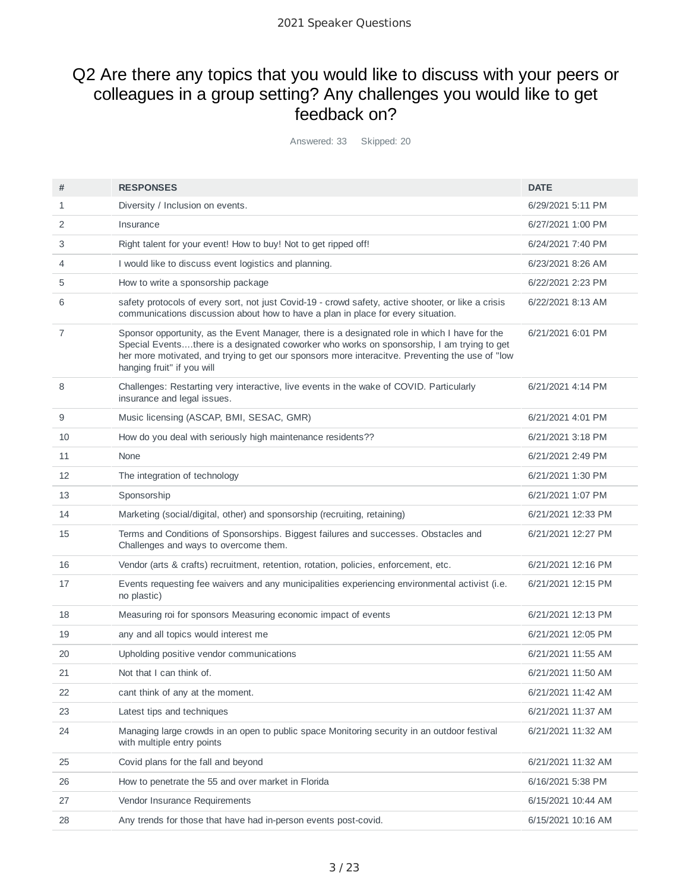## Q2 Are there any topics that you would like to discuss with your peers or colleagues in a group setting? Any challenges you would like to get feedback on?

Answered: 33 Skipped: 20

| # | RESPONSES | DATE |
|---|---|---|
| 1 | Diversity / Inclusion on events. | 6/29/2021 5:11 PM |
| 2 | Insurance | 6/27/2021 1:00 PM |
| 3 | Right talent for your event! How to buy! Not to get ripped off! | 6/24/2021 7:40 PM |
| 4 | I would like to discuss event logistics and planning. | 6/23/2021 8:26 AM |
| 5 | How to write a sponsorship package | 6/22/2021 2:23 PM |
| 6 | safety protocols of every sort, not just Covid-19 - crowd safety, active shooter, or like a crisis communications discussion about how to have a plan in place for every situation. | 6/22/2021 8:13 AM |
| 7 | Sponsor opportunity, as the Event Manager, there is a designated role in which I have for the Special Events....there is a designated coworker who works on sponsorship, I am trying to get her more motivated, and trying to get our sponsors more interacitve. Preventing the use of "low hanging fruit" if you will | 6/21/2021 6:01 PM |
| 8 | Challenges: Restarting very interactive, live events in the wake of COVID. Particularly insurance and legal issues. | 6/21/2021 4:14 PM |
| 9 | Music licensing (ASCAP, BMI, SESAC, GMR) | 6/21/2021 4:01 PM |
| 10 | How do you deal with seriously high maintenance residents?? | 6/21/2021 3:18 PM |
| 11 | None | 6/21/2021 2:49 PM |
| 12 | The integration of technology | 6/21/2021 1:30 PM |
| 13 | Sponsorship | 6/21/2021 1:07 PM |
| 14 | Marketing (social/digital, other) and sponsorship (recruiting, retaining) | 6/21/2021 12:33 PM |
| 15 | Terms and Conditions of Sponsorships. Biggest failures and successes. Obstacles and Challenges and ways to overcome them. | 6/21/2021 12:27 PM |
| 16 | Vendor (arts & crafts) recruitment, retention, rotation, policies, enforcement, etc. | 6/21/2021 12:16 PM |
| 17 | Events requesting fee waivers and any municipalities experiencing environmental activist (i.e. no plastic) | 6/21/2021 12:15 PM |
| 18 | Measuring roi for sponsors Measuring economic impact of events | 6/21/2021 12:13 PM |
| 19 | any and all topics would interest me | 6/21/2021 12:05 PM |
| 20 | Upholding positive vendor communications | 6/21/2021 11:55 AM |
| 21 | Not that I can think of. | 6/21/2021 11:50 AM |
| 22 | cant think of any at the moment. | 6/21/2021 11:42 AM |
| 23 | Latest tips and techniques | 6/21/2021 11:37 AM |
| 24 | Managing large crowds in an open to public space Monitoring security in an outdoor festival with multiple entry points | 6/21/2021 11:32 AM |
| 25 | Covid plans for the fall and beyond | 6/21/2021 11:32 AM |
| 26 | How to penetrate the 55 and over market in Florida | 6/16/2021 5:38 PM |
| 27 | Vendor Insurance Requirements | 6/15/2021 10:44 AM |
| 28 | Any trends for those that have had in-person events post-covid. | 6/15/2021 10:16 AM |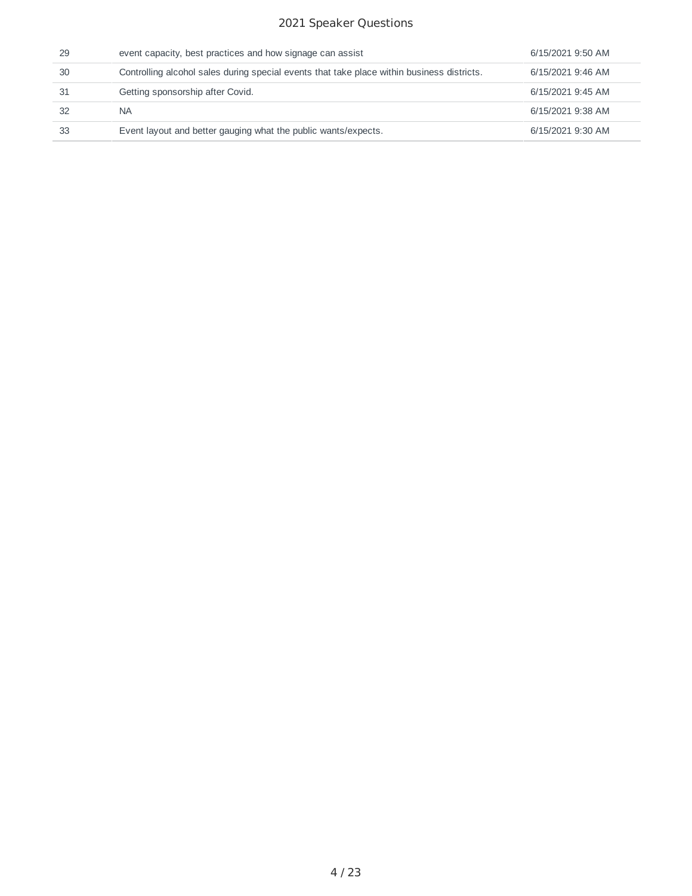| | | |
|---|---|---|
| 29 | event capacity, best practices and how signage can assist | 6/15/2021 9:50 AM |
| 30 | Controlling alcohol sales during special events that take place within business districts. | 6/15/2021 9:46 AM |
| 31 | Getting sponsorship after Covid. | 6/15/2021 9:45 AM |
| 32 | NA | 6/15/2021 9:38 AM |
| 33 | Event layout and better gauging what the public wants/expects. | 6/15/2021 9:30 AM |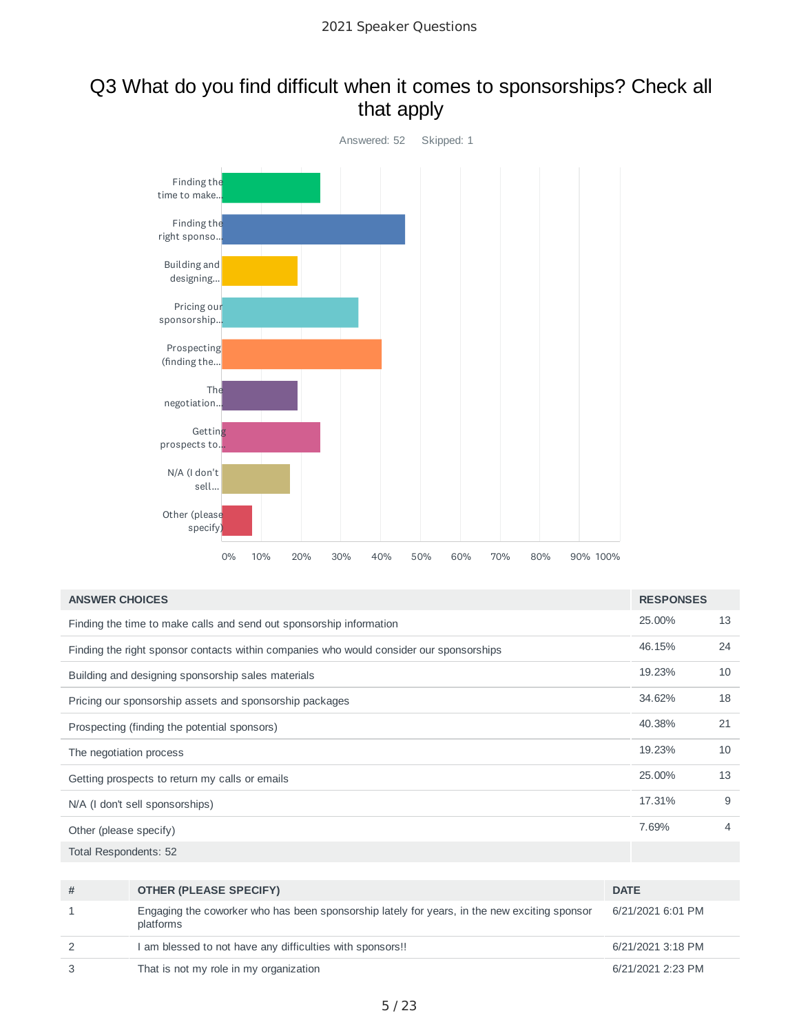## Q3 What do you find difficult when it comes to sponsorships? Check all that apply

Answered: 52 Skipped: 1

| ANSWER CHOICES | RESPONSES | |
|---|---|---|
| Finding the time to make calls and send out sponsorship information | 25.00% | 13 |
| Finding the right sponsor contacts within companies who would consider our sponsorships | 46.15% | 24 |
| Building and designing sponsorship sales materials | 19.23% | 10 |
| Pricing our sponsorship assets and sponsorship packages | 34.62% | 18 |
| Prospecting (finding the potential sponsors) | 40.38% | 21 |
| The negotiation process | 19.23% | 10 |
| Getting prospects to return my calls or emails | 25.00% | 13 |
| N/A (I don't sell sponsorships) | 17.31% | 9 |
| Other (please specify) | 7.69% | 4 |
| Total Respondents: 52 | | |

| # | OTHER (PLEASE SPECIFY) | DATE |
|---|---|---|
| 1 | Engaging the coworker who has been sponsorship lately for years, in the new exciting sponsor platforms | 6/21/2021 6:01 PM |
| 2 | I am blessed to not have any difficulties with sponsors!! | 6/21/2021 3:18 PM |
| 3 | That is not my role in my organization | 6/21/2021 2:23 PM |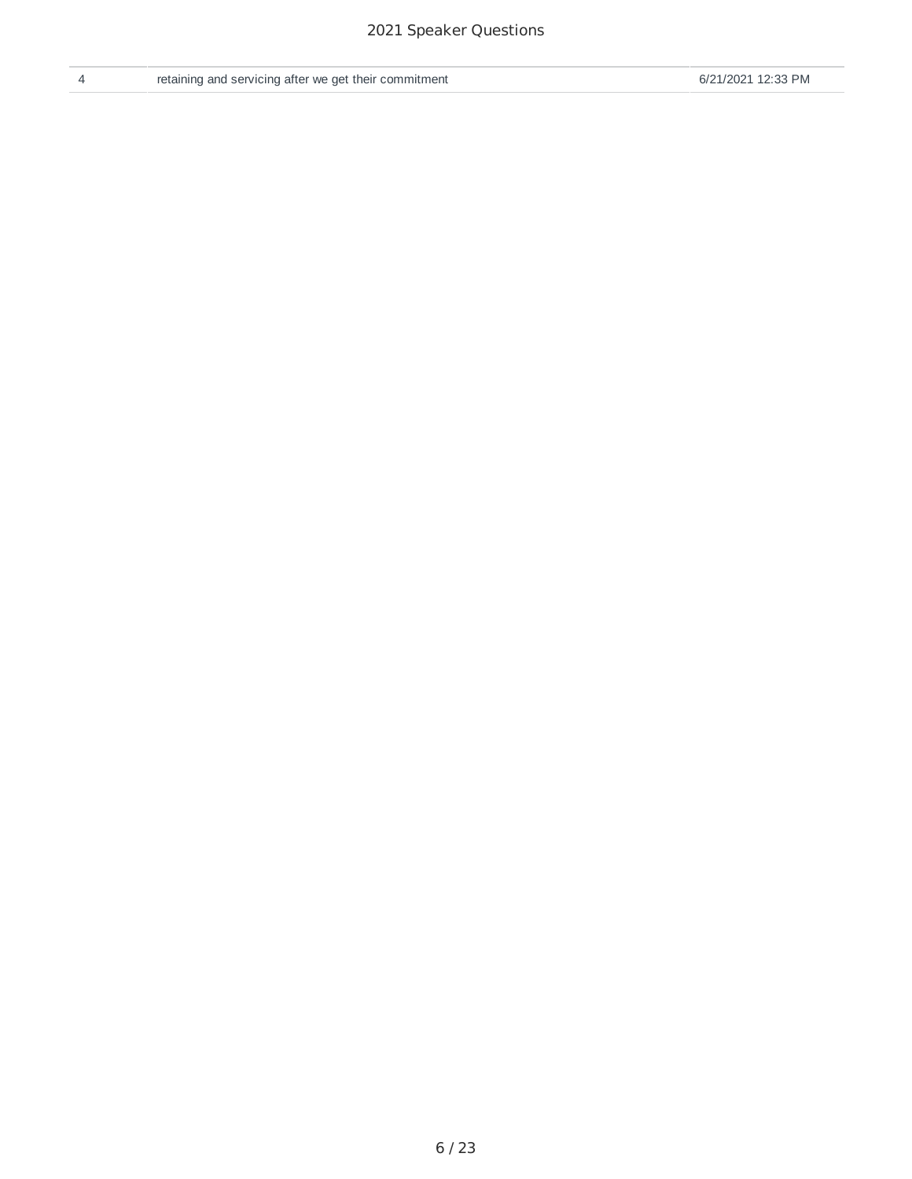| | | |
|---|---|---|
| 4 | retaining and servicing after we get their commitment | 6/21/2021 12:33 PM |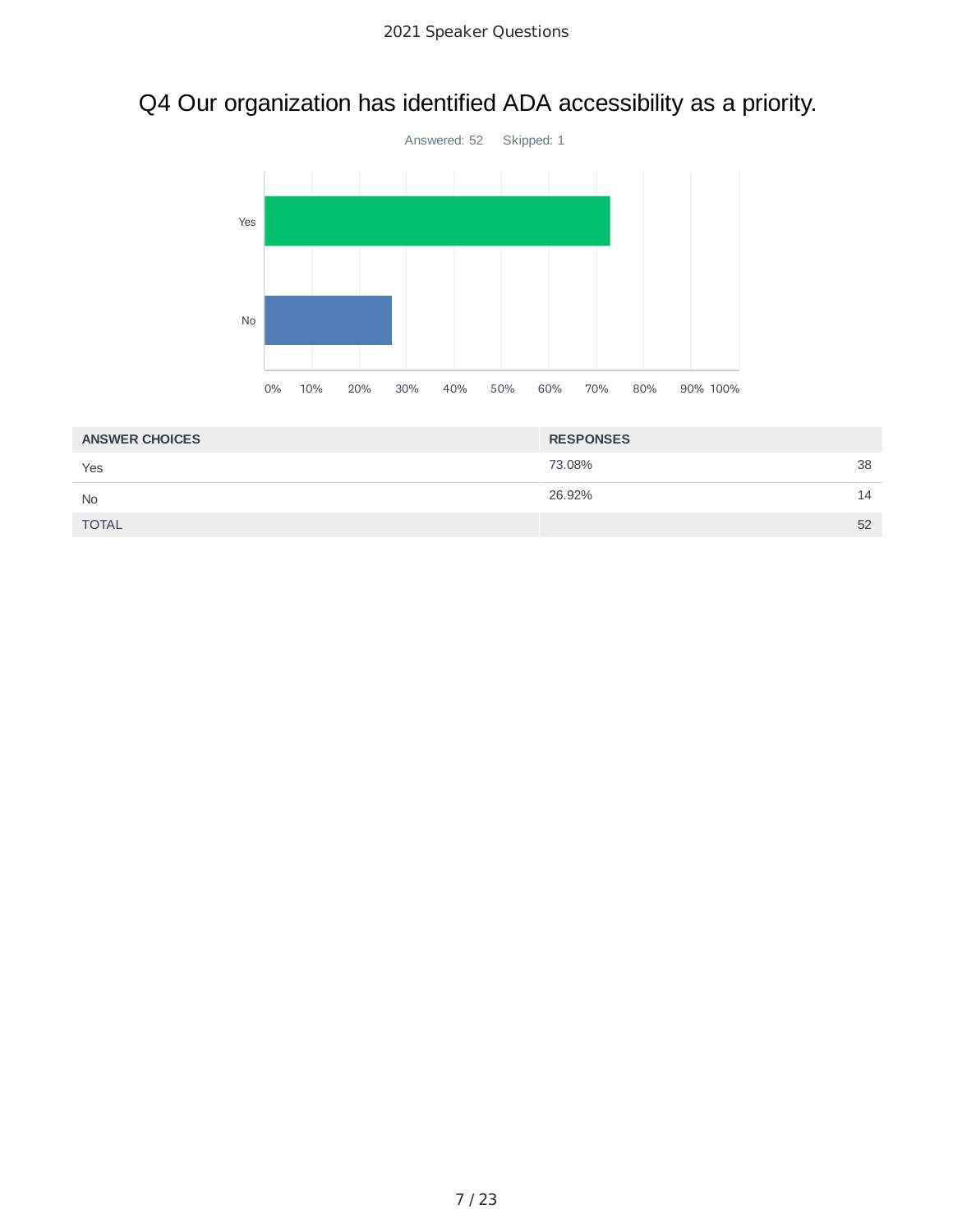# Q4 Our organization has identified ADA accessibility as a priority.

Answered: 52 Skipped: 1

| ANSWER CHOICES | RESPONSES | |
|---|---|---|
| Yes | 73.08% | 38 |
| No | 26.92% | 14 |
| TOTAL | | 52 |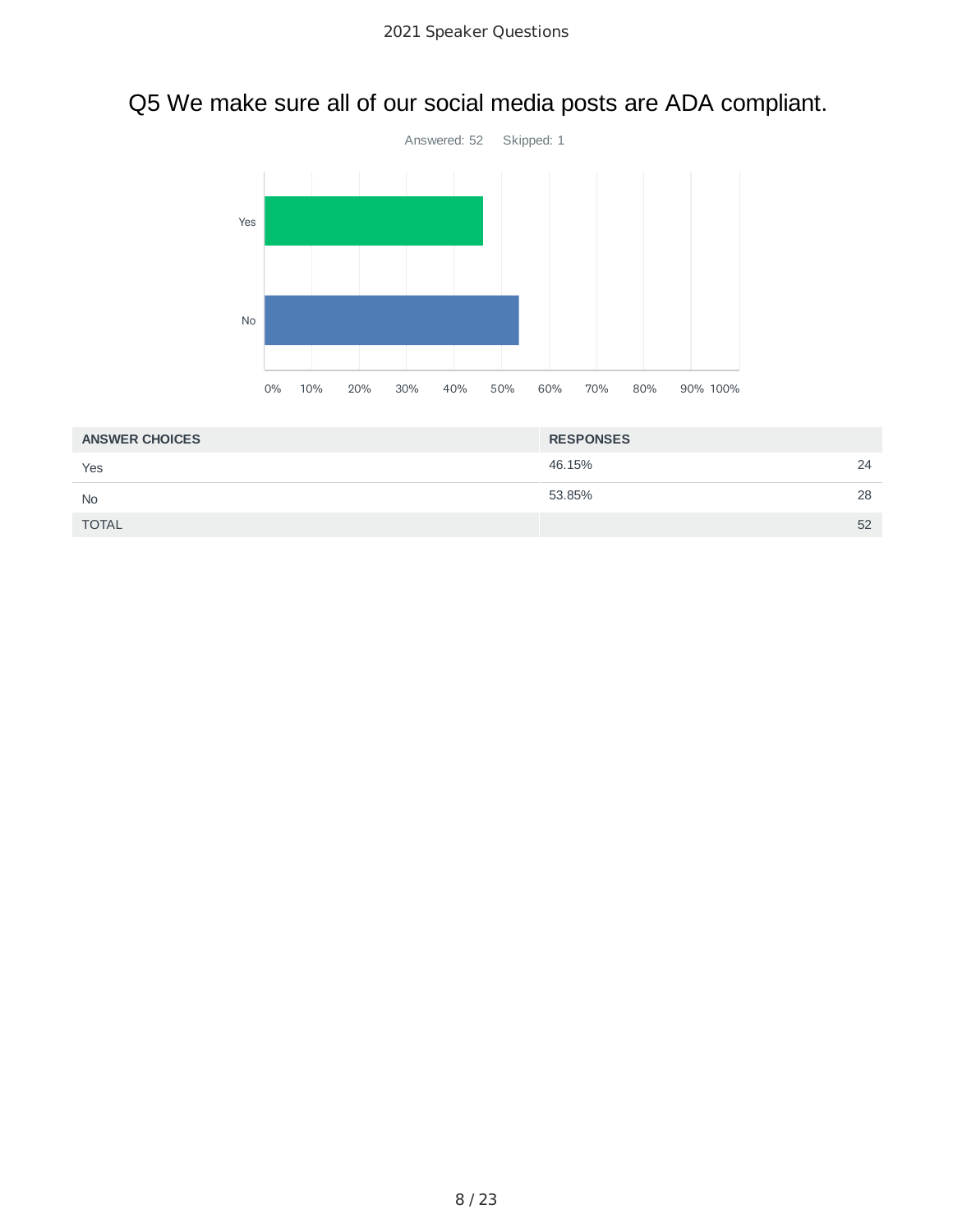## Q5 We make sure all of our social media posts are ADA compliant.

Answered: 52 Skipped: 1

| ANSWER CHOICES | RESPONSES | |
|---|---|---|
| Yes | 46.15% | 24 |
| No | 53.85% | 28 |
| TOTAL | | 52 |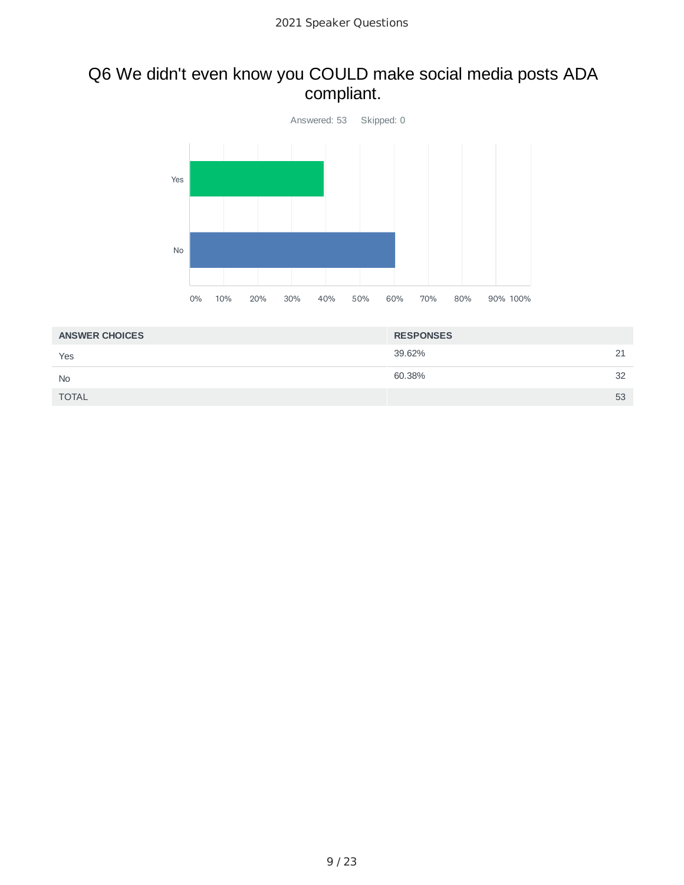## Q6 We didn't even know you COULD make social media posts ADA compliant.

Answered: 53 Skipped: 0

| ANSWER CHOICES | RESPONSES | |
|---|---|---|
| Yes | 39.62% | 21 |
| No | 60.38% | 32 |
| TOTAL | | 53 |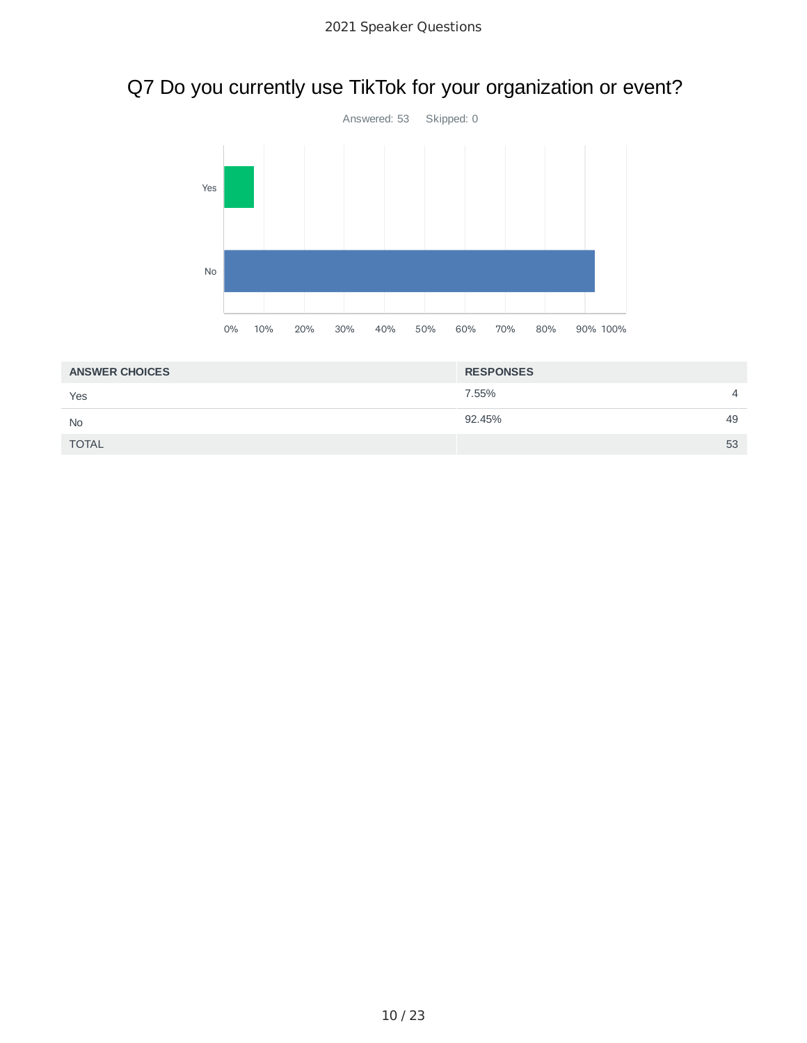# Q7 Do you currently use TikTok for your organization or event?

Answered: 53 Skipped: 0

| ANSWER CHOICES | RESPONSES | |
|---|---|---|
| Yes | 7.55% | 4 |
| No | 92.45% | 49 |
| TOTAL | | 53 |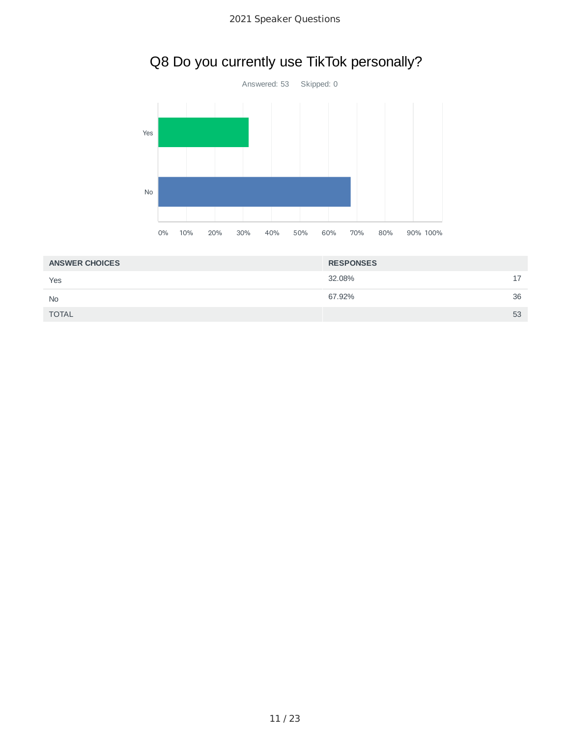# Q8 Do you currently use TikTok personally?

Answered: 53 Skipped: 0

| ANSWER CHOICES | RESPONSES | |
|---|---|---|
| Yes | 32.08% | 17 |
| No | 67.92% | 36 |
| TOTAL | | 53 |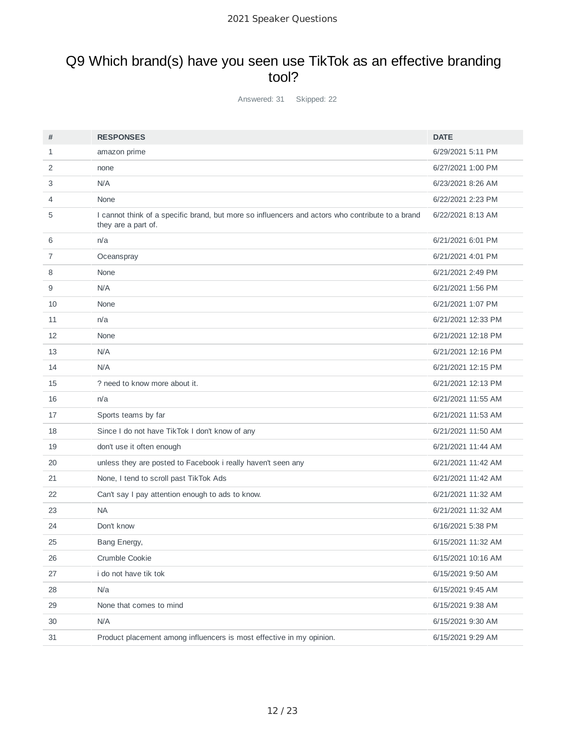## Q9 Which brand(s) have you seen use TikTok as an effective branding tool?

Answered: 31 Skipped: 22

| # | RESPONSES | DATE |
|---|---|---|
| 1 | amazon prime | 6/29/2021 5:11 PM |
| 2 | none | 6/27/2021 1:00 PM |
| 3 | N/A | 6/23/2021 8:26 AM |
| 4 | None | 6/22/2021 2:23 PM |
| 5 | I cannot think of a specific brand, but more so influencers and actors who contribute to a brand they are a part of. | 6/22/2021 8:13 AM |
| 6 | n/a | 6/21/2021 6:01 PM |
| 7 | Oceanspray | 6/21/2021 4:01 PM |
| 8 | None | 6/21/2021 2:49 PM |
| 9 | N/A | 6/21/2021 1:56 PM |
| 10 | None | 6/21/2021 1:07 PM |
| 11 | n/a | 6/21/2021 12:33 PM |
| 12 | None | 6/21/2021 12:18 PM |
| 13 | N/A | 6/21/2021 12:16 PM |
| 14 | N/A | 6/21/2021 12:15 PM |
| 15 | ? need to know more about it. | 6/21/2021 12:13 PM |
| 16 | n/a | 6/21/2021 11:55 AM |
| 17 | Sports teams by far | 6/21/2021 11:53 AM |
| 18 | Since I do not have TikTok I don't know of any | 6/21/2021 11:50 AM |
| 19 | don't use it often enough | 6/21/2021 11:44 AM |
| 20 | unless they are posted to Facebook i really haven't seen any | 6/21/2021 11:42 AM |
| 21 | None, I tend to scroll past TikTok Ads | 6/21/2021 11:42 AM |
| 22 | Can't say I pay attention enough to ads to know. | 6/21/2021 11:32 AM |
| 23 | NA | 6/21/2021 11:32 AM |
| 24 | Don't know | 6/16/2021 5:38 PM |
| 25 | Bang Energy, | 6/15/2021 11:32 AM |
| 26 | Crumble Cookie | 6/15/2021 10:16 AM |
| 27 | i do not have tik tok | 6/15/2021 9:50 AM |
| 28 | N/a | 6/15/2021 9:45 AM |
| 29 | None that comes to mind | 6/15/2021 9:38 AM |
| 30 | N/A | 6/15/2021 9:30 AM |
| 31 | Product placement among influencers is most effective in my opinion. | 6/15/2021 9:29 AM |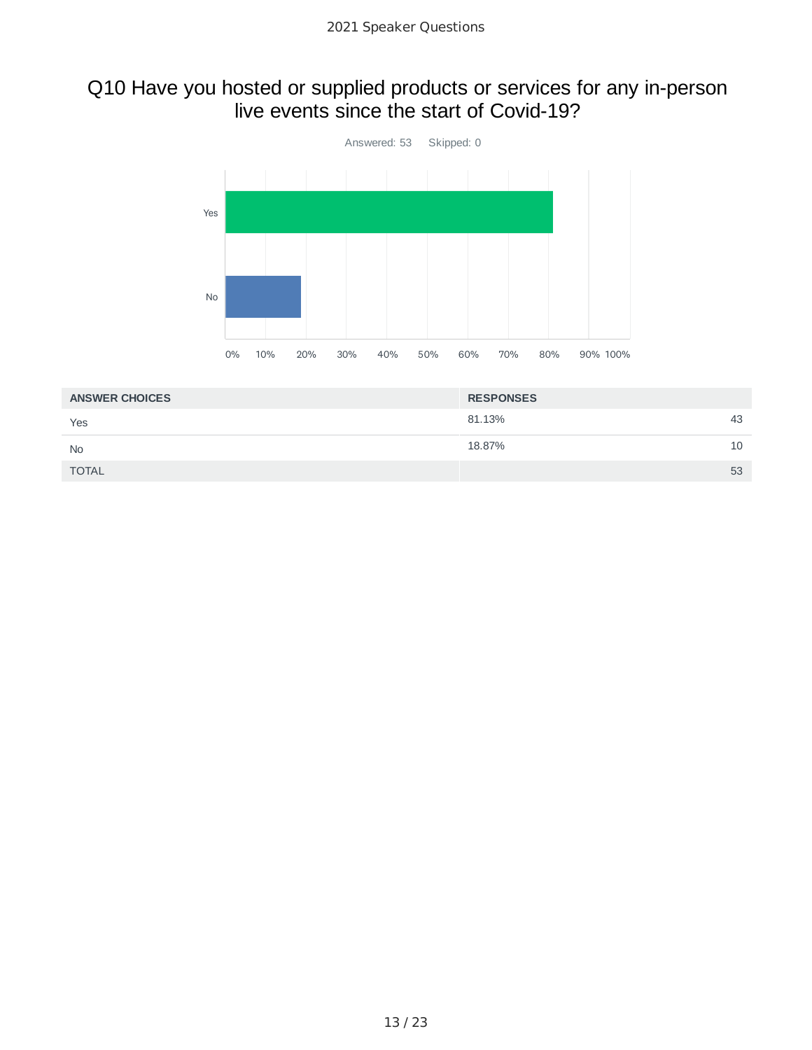## Q10 Have you hosted or supplied products or services for any in-person live events since the start of Covid-19?

Answered: 53 Skipped: 0

| ANSWER CHOICES | RESPONSES | |
|---|---|---|
| Yes | 81.13% | 43 |
| No | 18.87% | 10 |
| TOTAL | | 53 |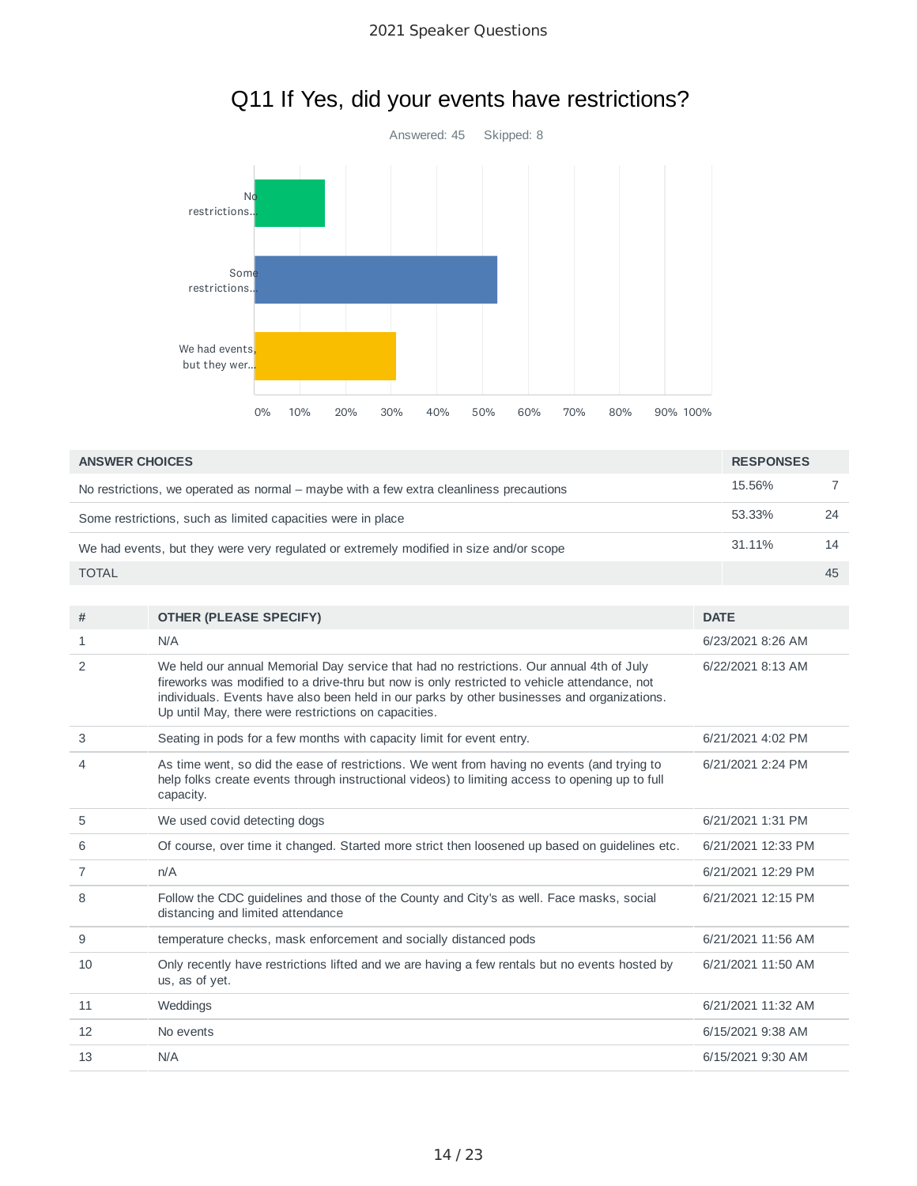# Q11 If Yes, did your events have restrictions?

Answered: 45 Skipped: 8

| ANSWER CHOICES | RESPONSES | |
|---|---|---|
| No restrictions, we operated as normal – maybe with a few extra cleanliness precautions | 15.56% | 7 |
| Some restrictions, such as limited capacities were in place | 53.33% | 24 |
| We had events, but they were very regulated or extremely modified in size and/or scope | 31.11% | 14 |
| TOTAL | | 45 |

| # | OTHER (PLEASE SPECIFY) | DATE |
|---|---|---|
| 1 | N/A | 6/23/2021 8:26 AM |
| 2 | We held our annual Memorial Day service that had no restrictions. Our annual 4th of July fireworks was modified to a drive-thru but now is only restricted to vehicle attendance, not individuals. Events have also been held in our parks by other businesses and organizations. Up until May, there were restrictions on capacities. | 6/22/2021 8:13 AM |
| 3 | Seating in pods for a few months with capacity limit for event entry. | 6/21/2021 4:02 PM |
| 4 | As time went, so did the ease of restrictions. We went from having no events (and trying to help folks create events through instructional videos) to limiting access to opening up to full capacity. | 6/21/2021 2:24 PM |
| 5 | We used covid detecting dogs | 6/21/2021 1:31 PM |
| 6 | Of course, over time it changed. Started more strict then loosened up based on guidelines etc. | 6/21/2021 12:33 PM |
| 7 | n/A | 6/21/2021 12:29 PM |
| 8 | Follow the CDC guidelines and those of the County and City's as well. Face masks, social distancing and limited attendance | 6/21/2021 12:15 PM |
| 9 | temperature checks, mask enforcement and socially distanced pods | 6/21/2021 11:56 AM |
| 10 | Only recently have restrictions lifted and we are having a few rentals but no events hosted by us, as of yet. | 6/21/2021 11:50 AM |
| 11 | Weddings | 6/21/2021 11:32 AM |
| 12 | No events | 6/15/2021 9:38 AM |
| 13 | N/A | 6/15/2021 9:30 AM |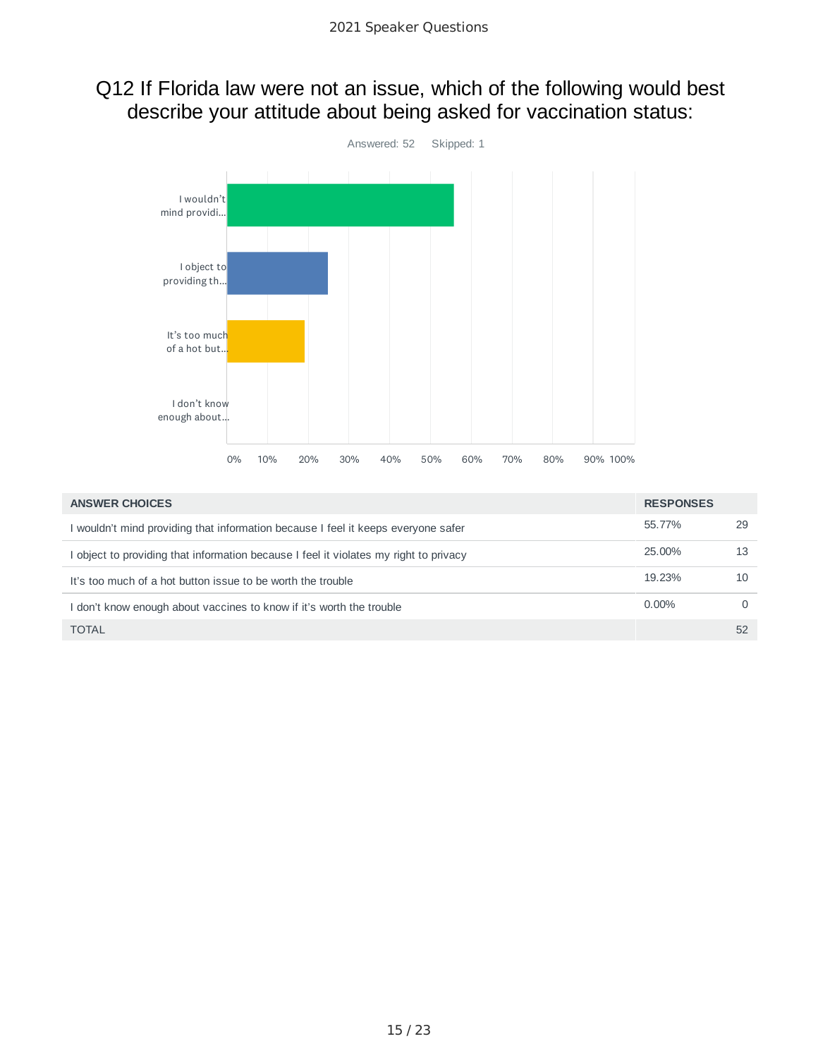## Q12 If Florida law were not an issue, which of the following would best describe your attitude about being asked for vaccination status:

Answered: 52 Skipped: 1

| ANSWER CHOICES | RESPONSES | |
|---|---|---|
| I wouldn't mind providing that information because I feel it keeps everyone safer | 55.77% | 29 |
| I object to providing that information because I feel it violates my right to privacy | 25.00% | 13 |
| It's too much of a hot button issue to be worth the trouble | 19.23% | 10 |
| I don't know enough about vaccines to know if it's worth the trouble | 0.00% | 0 |
| TOTAL | | 52 |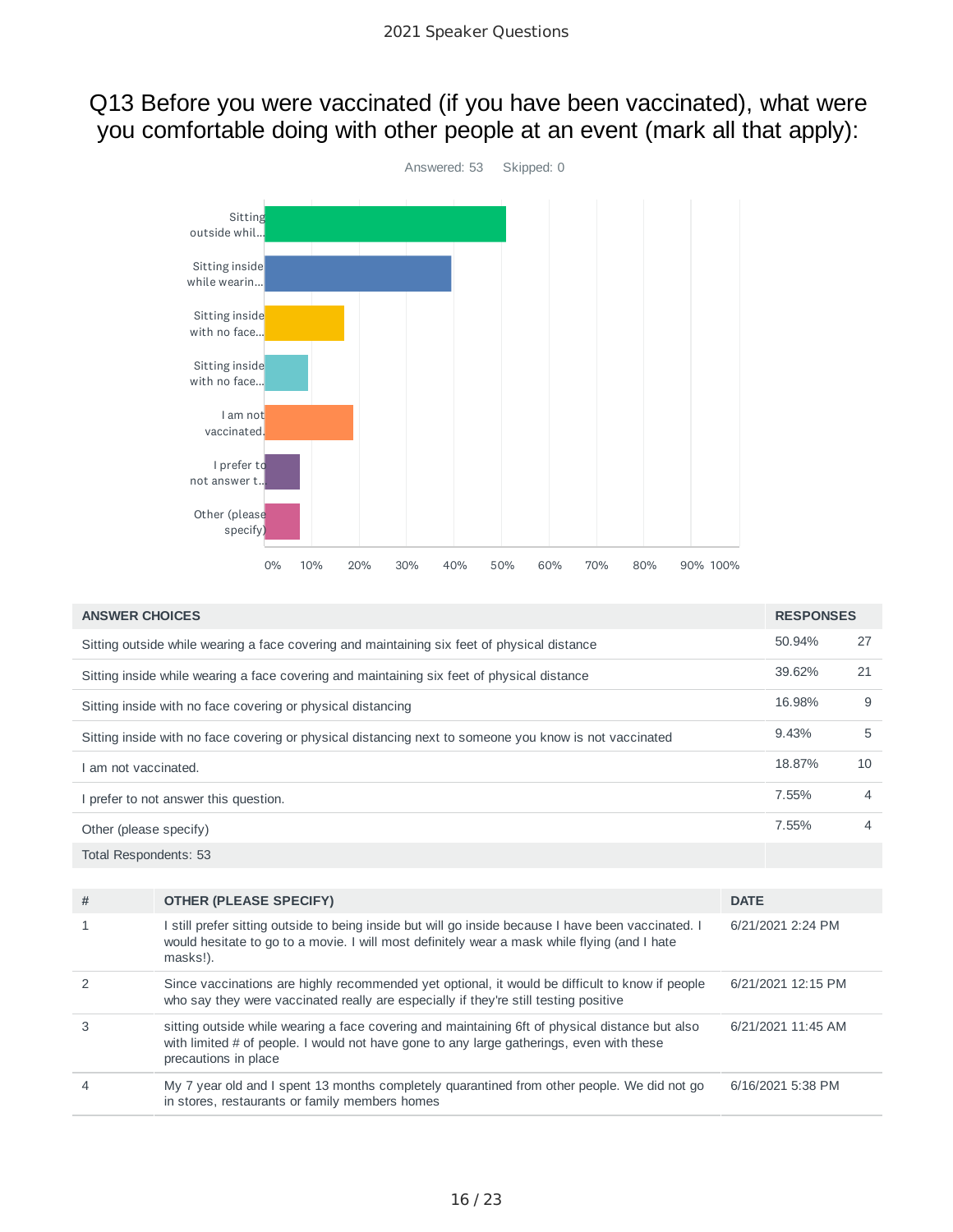## Q13 Before you were vaccinated (if you have been vaccinated), what were you comfortable doing with other people at an event (mark all that apply):

Answered: 53    Skipped: 0

| ANSWER CHOICES | RESPONSES | |
|---|---|---|
| Sitting outside while wearing a face covering and maintaining six feet of physical distance | 50.94% | 27 |
| Sitting inside while wearing a face covering and maintaining six feet of physical distance | 39.62% | 21 |
| Sitting inside with no face covering or physical distancing | 16.98% | 9 |
| Sitting inside with no face covering or physical distancing next to someone you know is not vaccinated | 9.43% | 5 |
| I am not vaccinated. | 18.87% | 10 |
| I prefer to not answer this question. | 7.55% | 4 |
| Other (please specify) | 7.55% | 4 |
| Total Respondents: 53 | | |

| # | OTHER (PLEASE SPECIFY) | DATE |
|---|---|---|
| 1 | I still prefer sitting outside to being inside but will go inside because I have been vaccinated. I would hesitate to go to a movie. I will most definitely wear a mask while flying (and I hate masks!). | 6/21/2021 2:24 PM |
| 2 | Since vaccinations are highly recommended yet optional, it would be difficult to know if people who say they were vaccinated really are especially if they're still testing positive | 6/21/2021 12:15 PM |
| 3 | sitting outside while wearing a face covering and maintaining 6ft of physical distance but also with limited # of people. I would not have gone to any large gatherings, even with these precautions in place | 6/21/2021 11:45 AM |
| 4 | My 7 year old and I spent 13 months completely quarantined from other people. We did not go in stores, restaurants or family members homes | 6/16/2021 5:38 PM |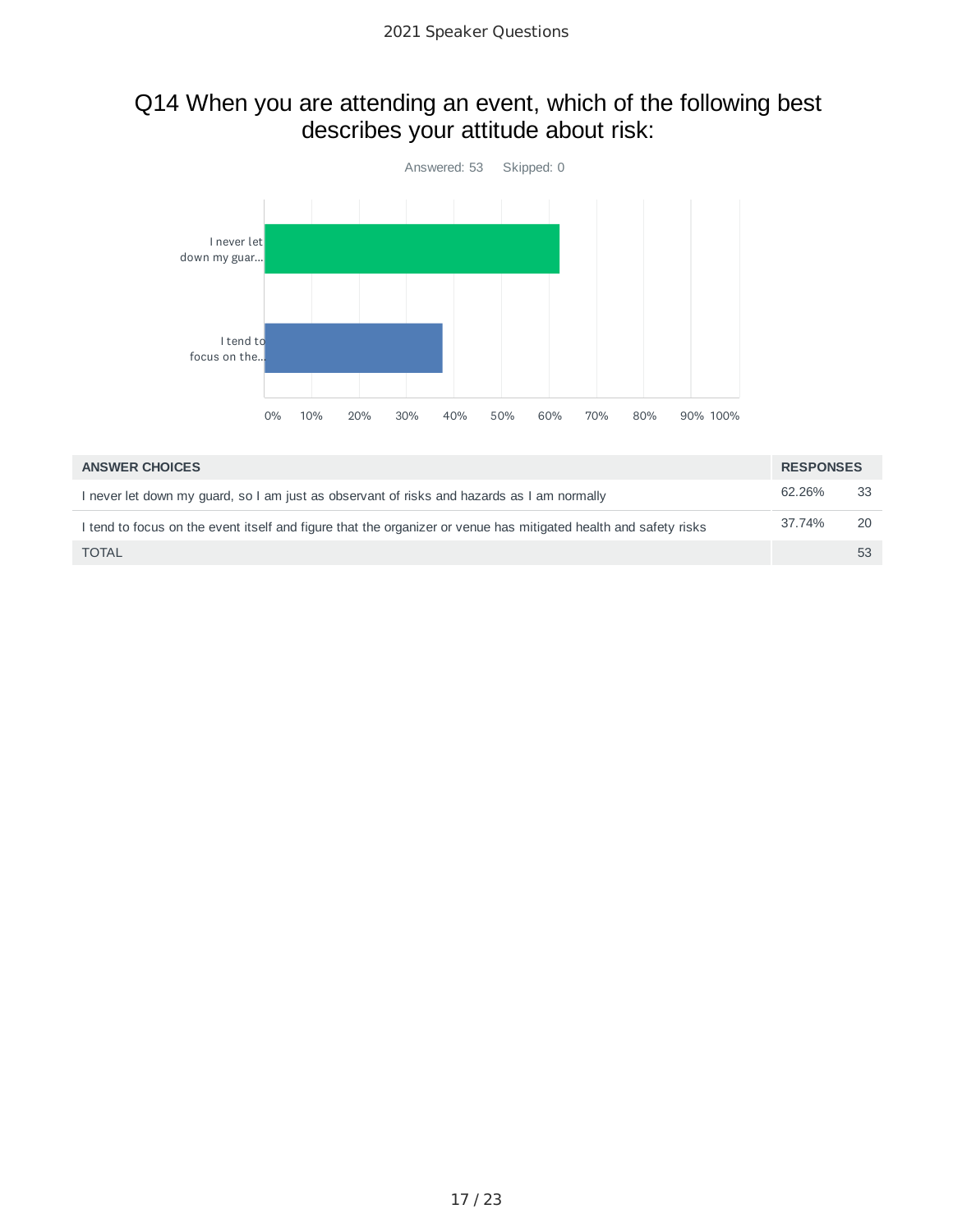## Q14 When you are attending an event, which of the following best describes your attitude about risk:

Answered: 53 Skipped: 0

| ANSWER CHOICES | RESPONSES | |
|---|---|---|
| I never let down my guard, so I am just as observant of risks and hazards as I am normally | 62.26% | 33 |
| I tend to focus on the event itself and figure that the organizer or venue has mitigated health and safety risks | 37.74% | 20 |
| TOTAL | | 53 |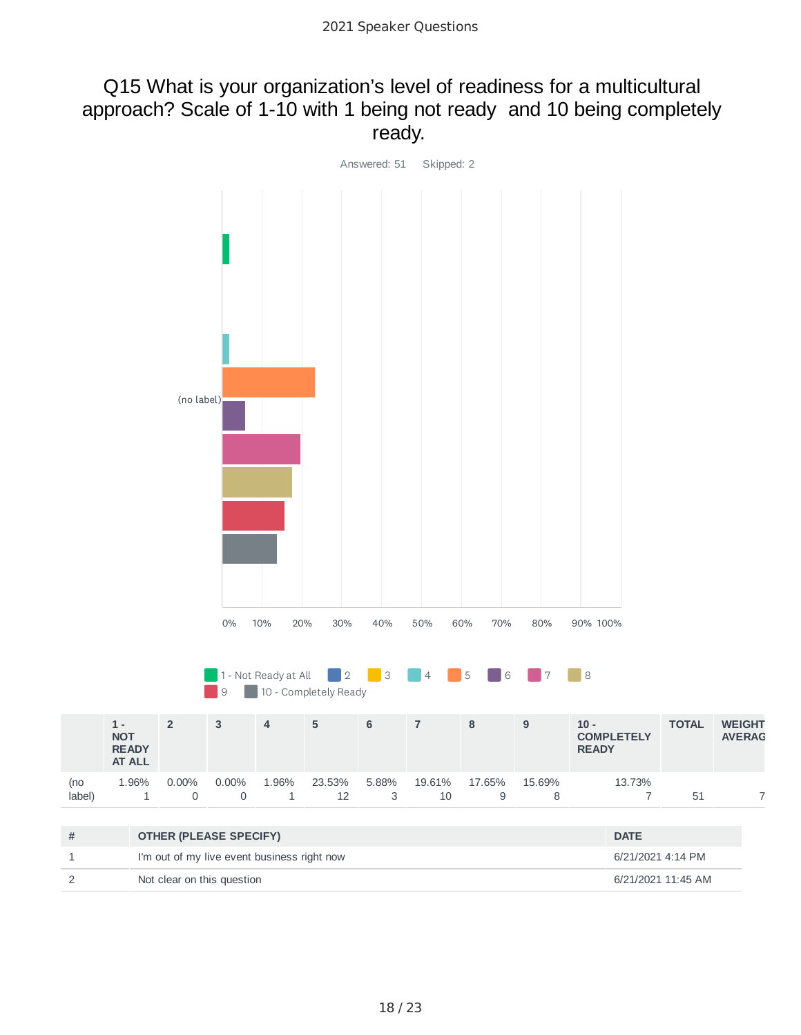## Q15 What is your organization's level of readiness for a multicultural approach? Scale of 1-10 with 1 being not ready and 10 being completely ready.

Answered: 51 Skipped: 2

| | 1 - NOT READY AT ALL | 2 | 3 | 4 | 5 | 6 | 7 | 8 | 9 | 10 - COMPLETELY READY | TOTAL | WEIGHTED AVERAGE |
|---|---|---|---|---|---|---|---|---|---|---|---|---|
| (no label) | 1.96% 1 | 0.00% 0 | 0.00% 0 | 1.96% 1 | 23.53% 12 | 5.88% 3 | 19.61% 10 | 17.65% 9 | 15.69% 8 | 13.73% 7 | 51 | 7 |

| # | OTHER (PLEASE SPECIFY) | DATE |
|---|---|---|
| 1 | I'm out of my live event business right now | 6/21/2021 4:14 PM |
| 2 | Not clear on this question | 6/21/2021 11:45 AM |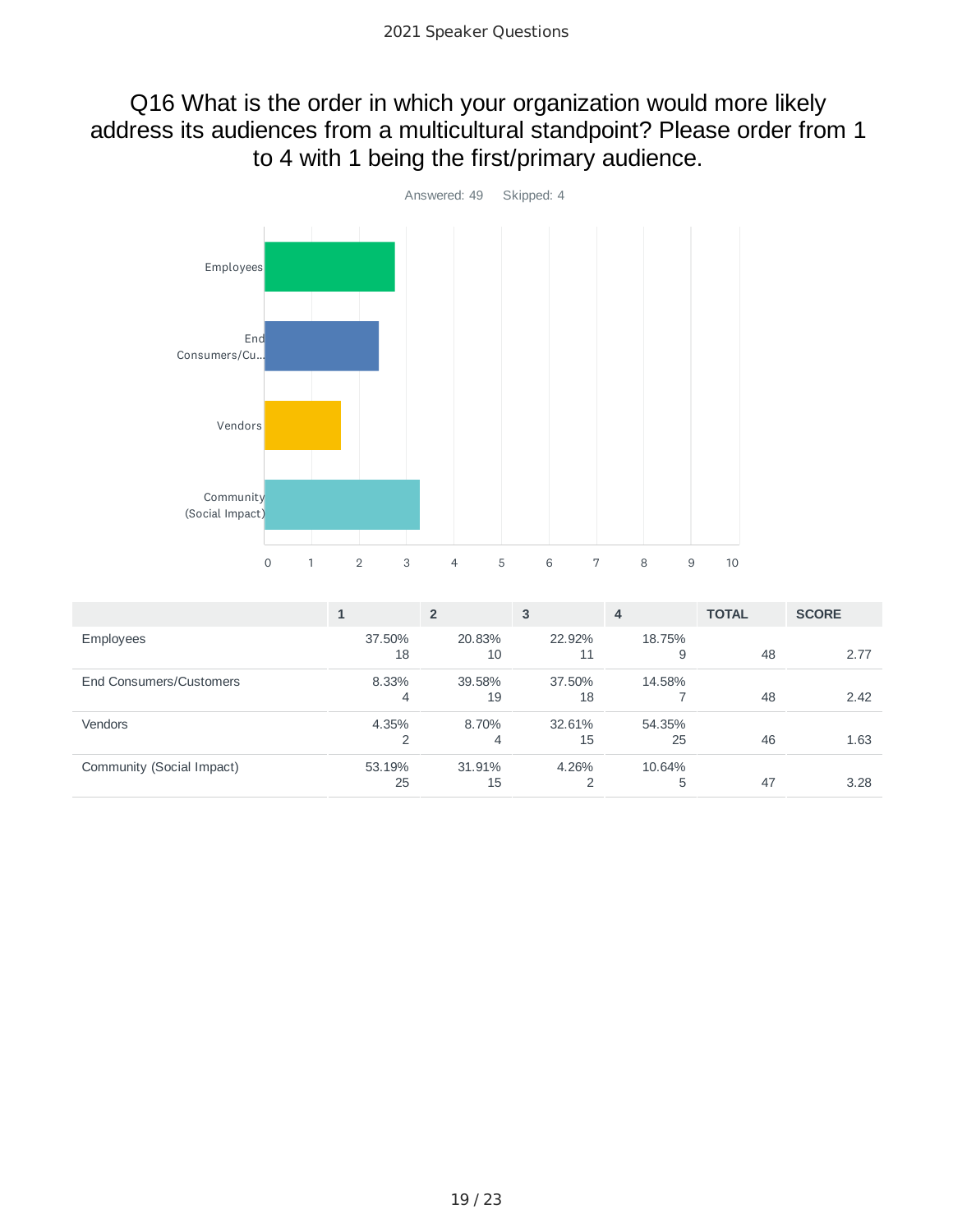## Q16 What is the order in which your organization would more likely address its audiences from a multicultural standpoint? Please order from 1 to 4 with 1 being the first/primary audience.

Answered: 49 Skipped: 4

| | 1 | 2 | 3 | 4 | TOTAL | SCORE |
|---|---|---|---|---|---|---|
| Employees | 37.50% 18 | 20.83% 10 | 22.92% 11 | 18.75% 9 | 48 | 2.77 |
| End Consumers/Customers | 8.33% 4 | 39.58% 19 | 37.50% 18 | 14.58% 7 | 48 | 2.42 |
| Vendors | 4.35% 2 | 8.70% 4 | 32.61% 15 | 54.35% 25 | 46 | 1.63 |
| Community (Social Impact) | 53.19% 25 | 31.91% 15 | 4.26% 2 | 10.64% 5 | 47 | 3.28 |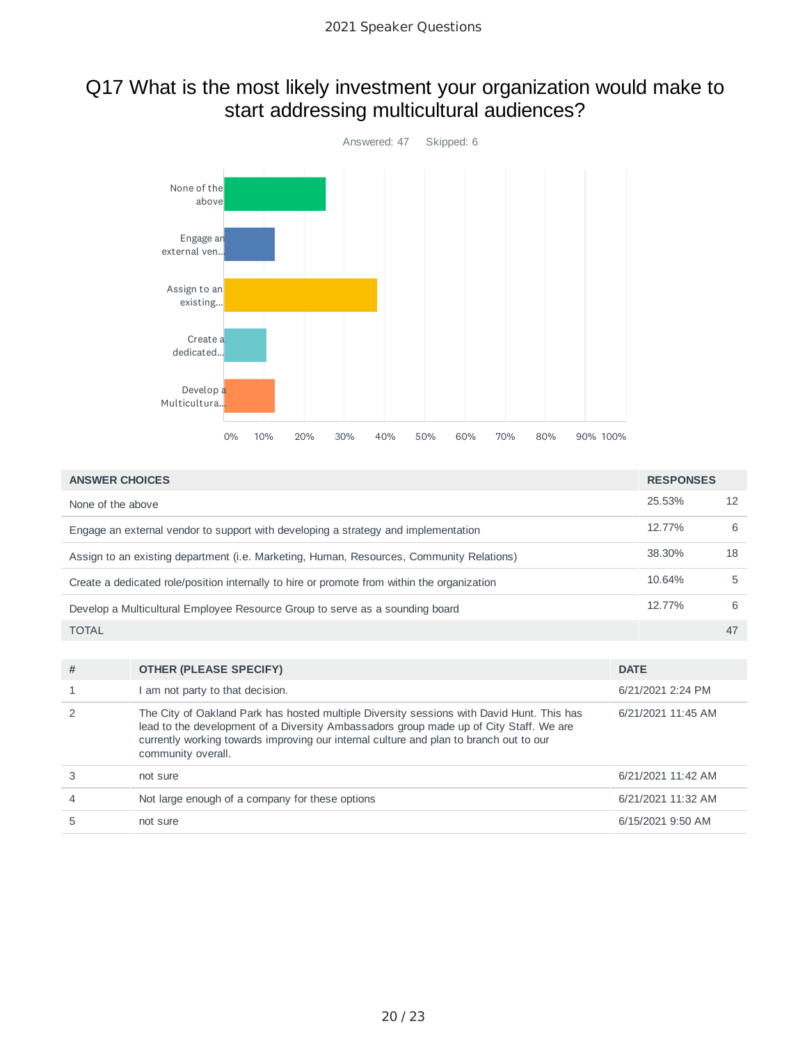# Q17 What is the most likely investment your organization would make to start addressing multicultural audiences?

Answered: 47    Skipped: 6

| ANSWER CHOICES | RESPONSES | |
|---|---|---|
| None of the above | 25.53% | 12 |
| Engage an external vendor to support with developing a strategy and implementation | 12.77% | 6 |
| Assign to an existing department (i.e. Marketing, Human, Resources, Community Relations) | 38.30% | 18 |
| Create a dedicated role/position internally to hire or promote from within the organization | 10.64% | 5 |
| Develop a Multicultural Employee Resource Group to serve as a sounding board | 12.77% | 6 |
| TOTAL | | 47 |

| # | OTHER (PLEASE SPECIFY) | DATE |
|---|---|---|
| 1 | I am not party to that decision. | 6/21/2021 2:24 PM |
| 2 | The City of Oakland Park has hosted multiple Diversity sessions with David Hunt. This has lead to the development of a Diversity Ambassadors group made up of City Staff. We are currently working towards improving our internal culture and plan to branch out to our community overall. | 6/21/2021 11:45 AM |
| 3 | not sure | 6/21/2021 11:42 AM |
| 4 | Not large enough of a company for these options | 6/21/2021 11:32 AM |
| 5 | not sure | 6/15/2021 9:50 AM |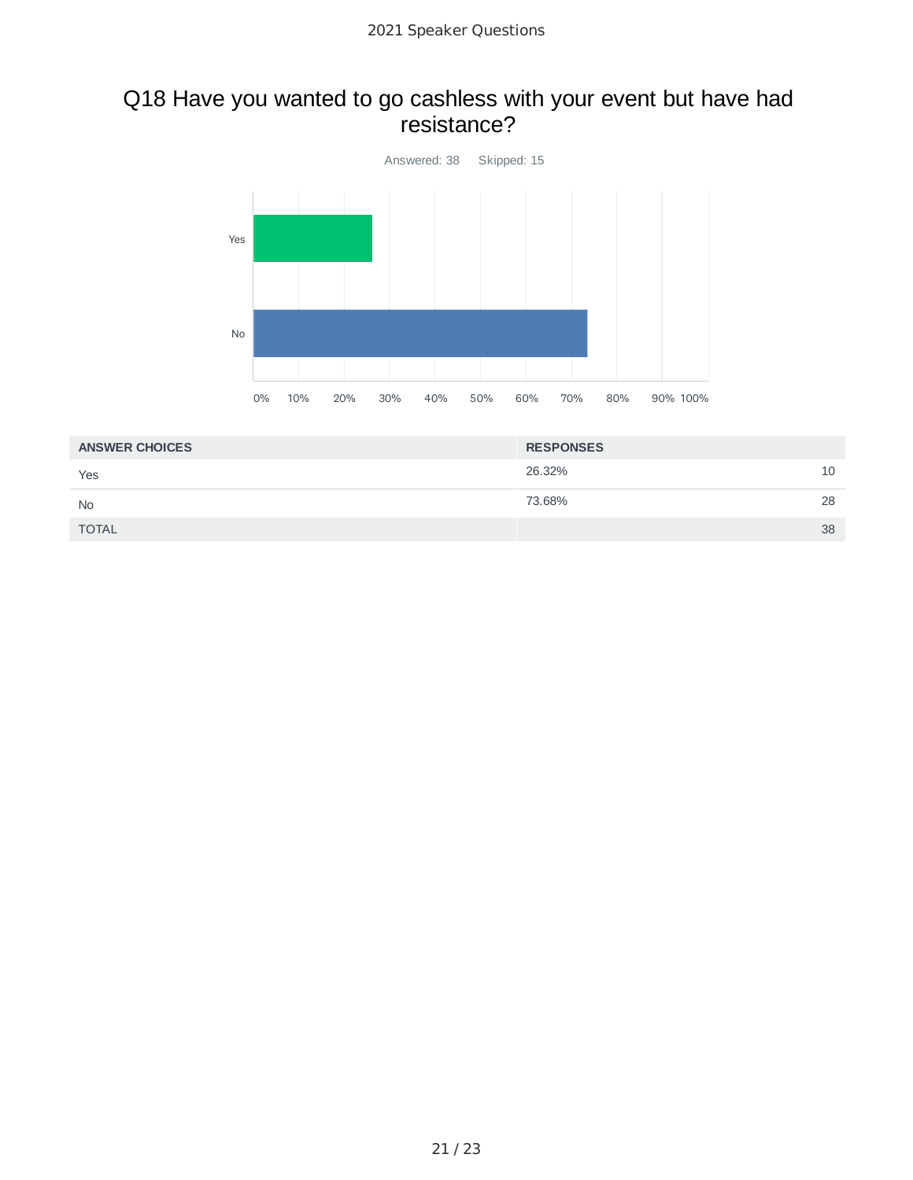## Q18 Have you wanted to go cashless with your event but have had resistance?

Answered: 38 Skipped: 15

| ANSWER CHOICES | RESPONSES | |
|---|---|---|
| Yes | 26.32% | 10 |
| No | 73.68% | 28 |
| TOTAL | | 38 |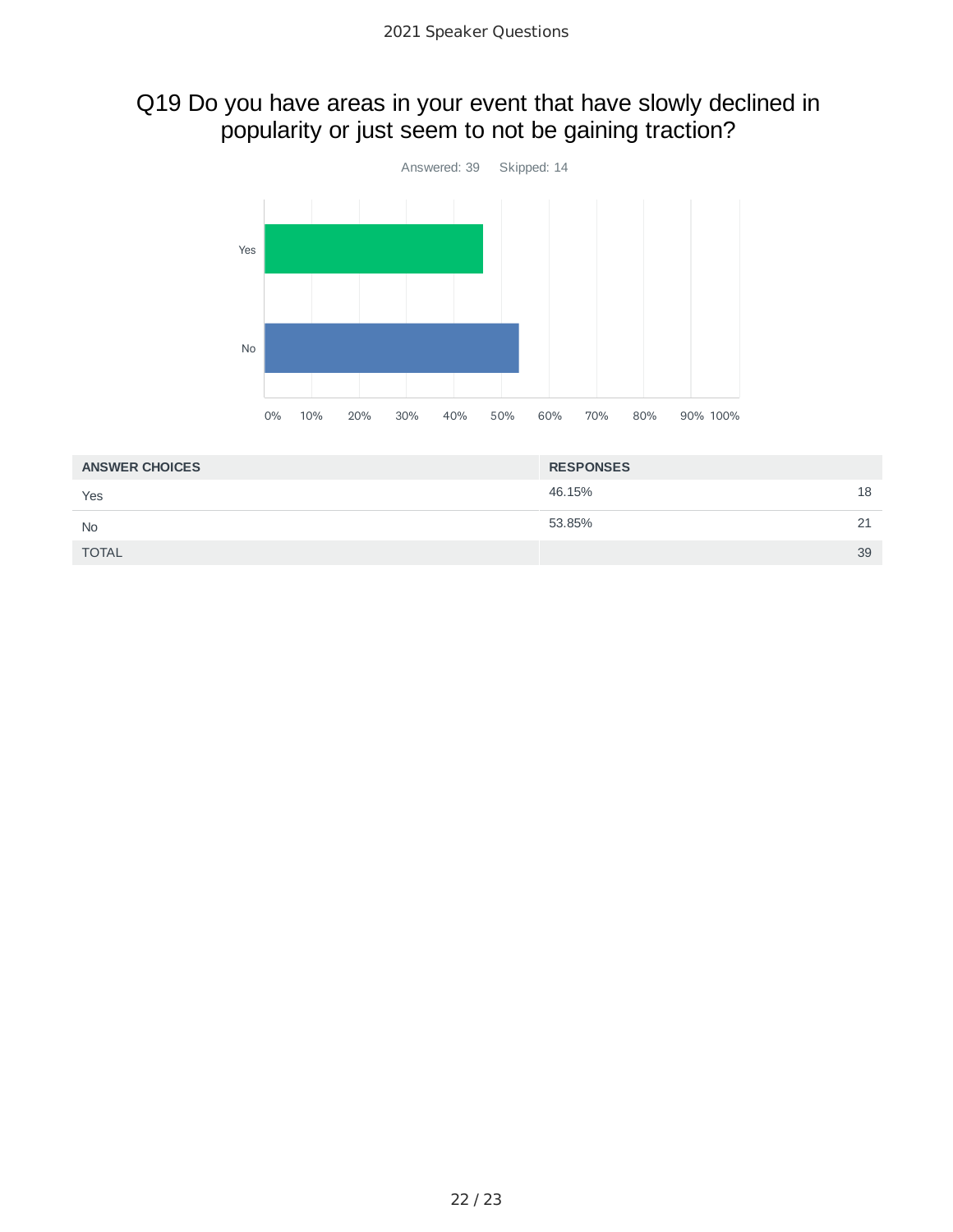## Q19 Do you have areas in your event that have slowly declined in popularity or just seem to not be gaining traction?

Answered: 39    Skipped: 14

| ANSWER CHOICES | RESPONSES | |
|---|---|---|
| Yes | 46.15% | 18 |
| No | 53.85% | 21 |
| TOTAL | | 39 |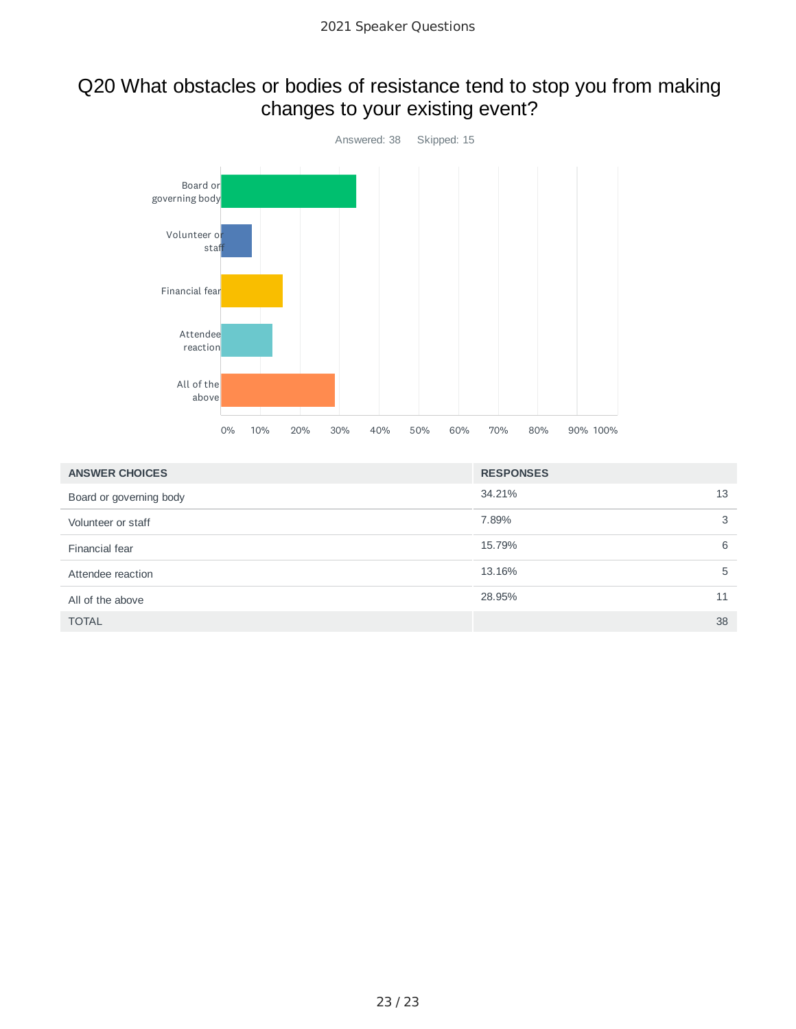# Q20 What obstacles or bodies of resistance tend to stop you from making changes to your existing event?

Answered: 38 Skipped: 15

Board or governing body

Volunteer or staff

Financial fear

Attendee reaction

All of the above

0% 10% 20% 30% 40% 50% 60% 70% 80% 90% 100%

| ANSWER CHOICES | RESPONSES | |
|---|---|---|
| Board or governing body | 34.21% | 13 |
| Volunteer or staff | 7.89% | 3 |
| Financial fear | 15.79% | 6 |
| Attendee reaction | 13.16% | 5 |
| All of the above | 28.95% | 11 |
| TOTAL | | 38 |